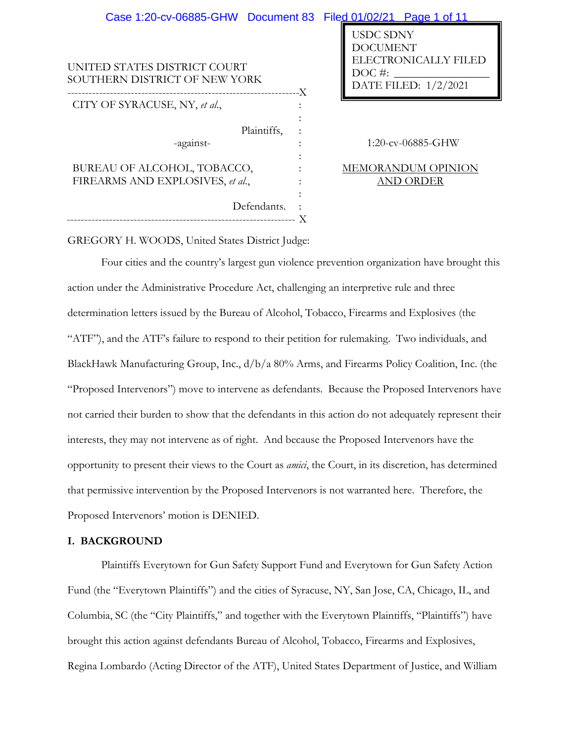UNITED STATES DISTRICT COURT
SOUTHERN DISTRICT OF NEW YORK

USDC SDNY
DOCUMENT
ELECTRONICALLY FILED
DOC #: _______________
DATE FILED: 1/2/2021

CITY OF SYRACUSE, NY, *et al.*,

Plaintiffs,

-against-

BUREAU OF ALCOHOL, TOBACCO, FIREARMS AND EXPLOSIVES, *et al.*,

Defendants.

1:20-cv-06885-GHW

MEMORANDUM OPINION AND ORDER

GREGORY H. WOODS, United States District Judge:

Four cities and the country's largest gun violence prevention organization have brought this action under the Administrative Procedure Act, challenging an interpretive rule and three determination letters issued by the Bureau of Alcohol, Tobacco, Firearms and Explosives (the "ATF"), and the ATF's failure to respond to their petition for rulemaking. Two individuals, and BlackHawk Manufacturing Group, Inc., d/b/a 80% Arms, and Firearms Policy Coalition, Inc. (the "Proposed Intervenors") move to intervene as defendants. Because the Proposed Intervenors have not carried their burden to show that the defendants in this action do not adequately represent their interests, they may not intervene as of right. And because the Proposed Intervenors have the opportunity to present their views to the Court as *amici*, the Court, in its discretion, has determined that permissive intervention by the Proposed Intervenors is not warranted here. Therefore, the Proposed Intervenors' motion is DENIED.

## I. BACKGROUND

Plaintiffs Everytown for Gun Safety Support Fund and Everytown for Gun Safety Action Fund (the "Everytown Plaintiffs") and the cities of Syracuse, NY, San Jose, CA, Chicago, IL, and Columbia, SC (the "City Plaintiffs," and together with the Everytown Plaintiffs, "Plaintiffs") have brought this action against defendants Bureau of Alcohol, Tobacco, Firearms and Explosives, Regina Lombardo (Acting Director of the ATF), United States Department of Justice, and William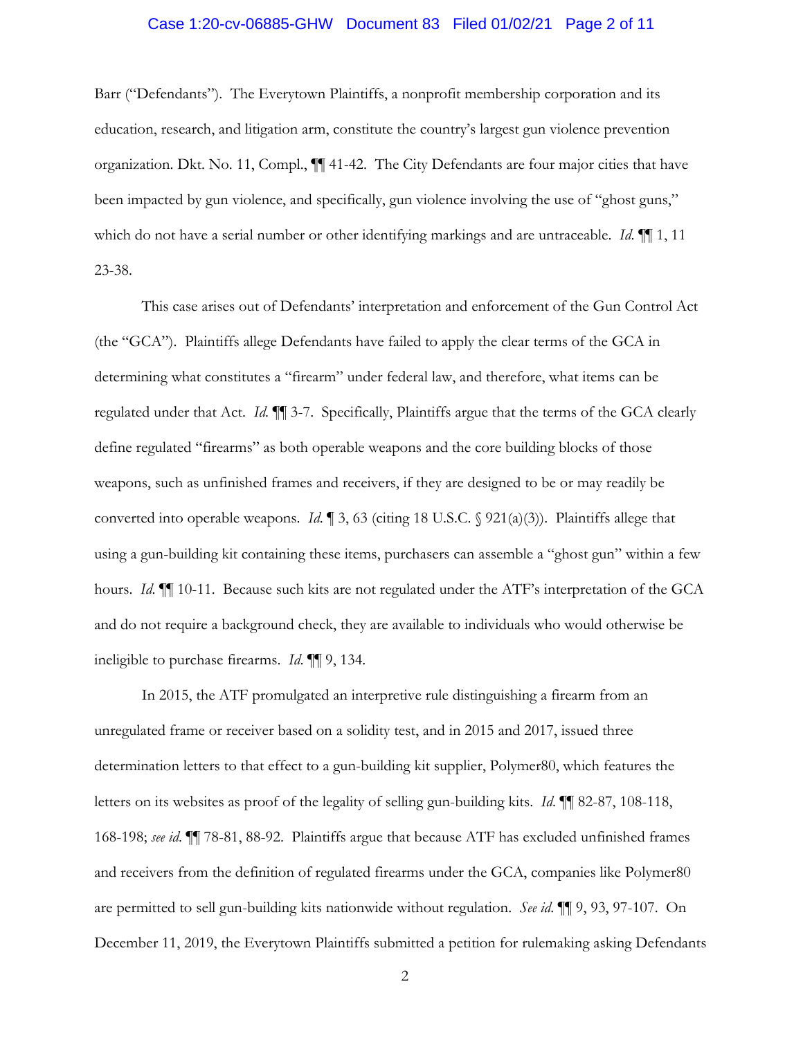Barr ("Defendants"). The Everytown Plaintiffs, a nonprofit membership corporation and its education, research, and litigation arm, constitute the country's largest gun violence prevention organization. Dkt. No. 11, Compl., ¶¶ 41-42. The City Defendants are four major cities that have been impacted by gun violence, and specifically, gun violence involving the use of "ghost guns," which do not have a serial number or other identifying markings and are untraceable. *Id.* ¶¶ 1, 11 23-38.

This case arises out of Defendants' interpretation and enforcement of the Gun Control Act (the "GCA"). Plaintiffs allege Defendants have failed to apply the clear terms of the GCA in determining what constitutes a "firearm" under federal law, and therefore, what items can be regulated under that Act. *Id.* ¶¶ 3-7. Specifically, Plaintiffs argue that the terms of the GCA clearly define regulated "firearms" as both operable weapons and the core building blocks of those weapons, such as unfinished frames and receivers, if they are designed to be or may readily be converted into operable weapons. *Id.* ¶ 3, 63 (citing 18 U.S.C. § 921(a)(3)). Plaintiffs allege that using a gun-building kit containing these items, purchasers can assemble a "ghost gun" within a few hours. *Id.* ¶¶ 10-11. Because such kits are not regulated under the ATF's interpretation of the GCA and do not require a background check, they are available to individuals who would otherwise be ineligible to purchase firearms. *Id.* ¶¶ 9, 134.

In 2015, the ATF promulgated an interpretive rule distinguishing a firearm from an unregulated frame or receiver based on a solidity test, and in 2015 and 2017, issued three determination letters to that effect to a gun-building kit supplier, Polymer80, which features the letters on its websites as proof of the legality of selling gun-building kits. *Id.* ¶¶ 82-87, 108-118, 168-198; *see id.* ¶¶ 78-81, 88-92. Plaintiffs argue that because ATF has excluded unfinished frames and receivers from the definition of regulated firearms under the GCA, companies like Polymer80 are permitted to sell gun-building kits nationwide without regulation. *See id.* ¶¶ 9, 93, 97-107. On December 11, 2019, the Everytown Plaintiffs submitted a petition for rulemaking asking Defendants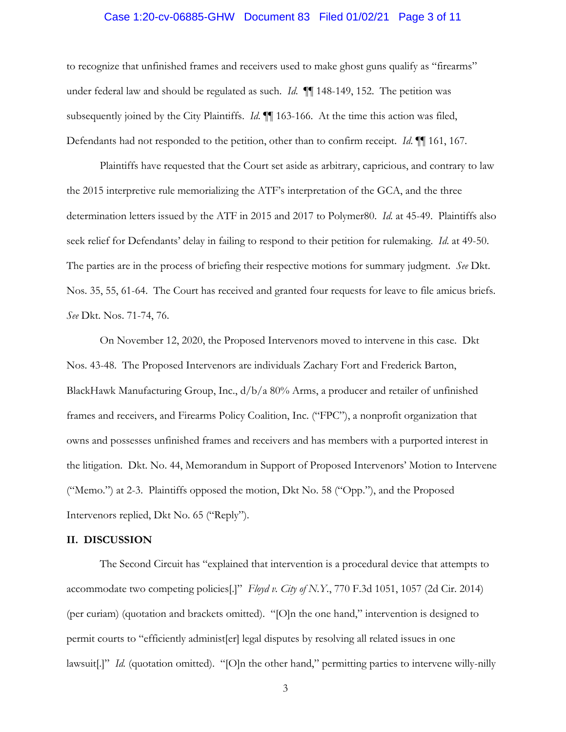to recognize that unfinished frames and receivers used to make ghost guns qualify as "firearms" under federal law and should be regulated as such. *Id.* ¶¶ 148-149, 152. The petition was subsequently joined by the City Plaintiffs. *Id.* ¶¶ 163-166. At the time this action was filed, Defendants had not responded to the petition, other than to confirm receipt. *Id.* ¶¶ 161, 167.

Plaintiffs have requested that the Court set aside as arbitrary, capricious, and contrary to law the 2015 interpretive rule memorializing the ATF's interpretation of the GCA, and the three determination letters issued by the ATF in 2015 and 2017 to Polymer80. *Id.* at 45-49. Plaintiffs also seek relief for Defendants' delay in failing to respond to their petition for rulemaking. *Id.* at 49-50. The parties are in the process of briefing their respective motions for summary judgment. *See* Dkt. Nos. 35, 55, 61-64. The Court has received and granted four requests for leave to file amicus briefs. *See* Dkt. Nos. 71-74, 76.

On November 12, 2020, the Proposed Intervenors moved to intervene in this case. Dkt Nos. 43-48. The Proposed Intervenors are individuals Zachary Fort and Frederick Barton, BlackHawk Manufacturing Group, Inc., d/b/a 80% Arms, a producer and retailer of unfinished frames and receivers, and Firearms Policy Coalition, Inc. ("FPC"), a nonprofit organization that owns and possesses unfinished frames and receivers and has members with a purported interest in the litigation. Dkt. No. 44, Memorandum in Support of Proposed Intervenors' Motion to Intervene ("Memo.") at 2-3. Plaintiffs opposed the motion, Dkt No. 58 ("Opp."), and the Proposed Intervenors replied, Dkt No. 65 ("Reply").

## II. DISCUSSION

The Second Circuit has "explained that intervention is a procedural device that attempts to accommodate two competing policies[.]" *Floyd v. City of N.Y.*, 770 F.3d 1051, 1057 (2d Cir. 2014) (per curiam) (quotation and brackets omitted). "[O]n the one hand," intervention is designed to permit courts to "efficiently administ[er] legal disputes by resolving all related issues in one lawsuit[.]" *Id.* (quotation omitted). "[O]n the other hand," permitting parties to intervene willy-nilly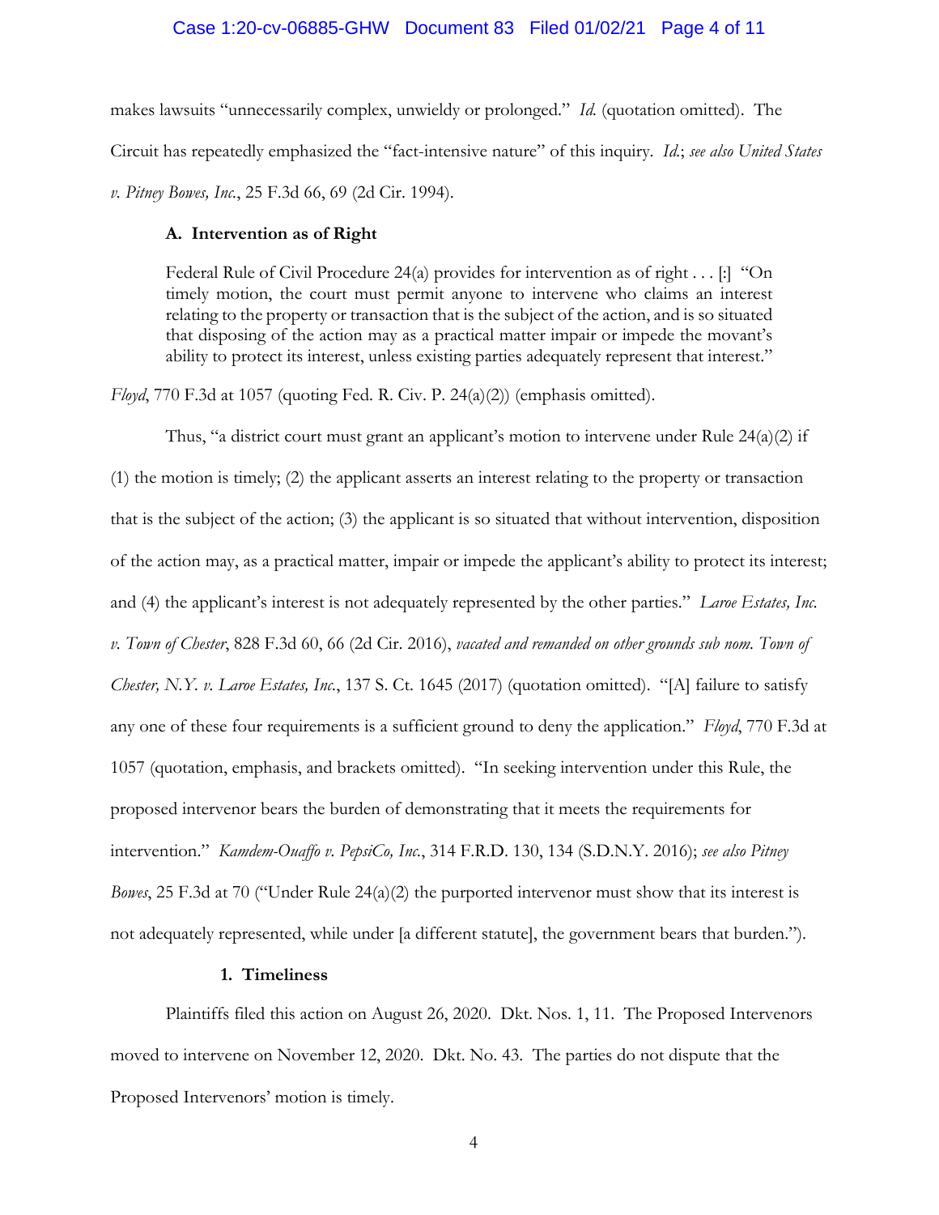makes lawsuits "unnecessarily complex, unwieldy or prolonged." *Id.* (quotation omitted). The Circuit has repeatedly emphasized the "fact-intensive nature" of this inquiry. *Id.*; *see also United States v. Pitney Bowes, Inc.*, 25 F.3d 66, 69 (2d Cir. 1994).

### A. Intervention as of Right

> Federal Rule of Civil Procedure 24(a) provides for intervention as of right . . . [:] "On timely motion, the court must permit anyone to intervene who claims an interest relating to the property or transaction that is the subject of the action, and is so situated that disposing of the action may as a practical matter impair or impede the movant's ability to protect its interest, unless existing parties adequately represent that interest."

*Floyd*, 770 F.3d at 1057 (quoting Fed. R. Civ. P. 24(a)(2)) (emphasis omitted).

Thus, "a district court must grant an applicant's motion to intervene under Rule 24(a)(2) if (1) the motion is timely; (2) the applicant asserts an interest relating to the property or transaction that is the subject of the action; (3) the applicant is so situated that without intervention, disposition of the action may, as a practical matter, impair or impede the applicant's ability to protect its interest; and (4) the applicant's interest is not adequately represented by the other parties." *Laroe Estates, Inc. v. Town of Chester*, 828 F.3d 60, 66 (2d Cir. 2016), *vacated and remanded on other grounds sub nom. Town of Chester, N.Y. v. Laroe Estates, Inc.*, 137 S. Ct. 1645 (2017) (quotation omitted). "[A] failure to satisfy any one of these four requirements is a sufficient ground to deny the application." *Floyd*, 770 F.3d at 1057 (quotation, emphasis, and brackets omitted). "In seeking intervention under this Rule, the proposed intervenor bears the burden of demonstrating that it meets the requirements for intervention." *Kamdem-Ouaffo v. PepsiCo, Inc.*, 314 F.R.D. 130, 134 (S.D.N.Y. 2016); *see also Pitney Bowes*, 25 F.3d at 70 ("Under Rule 24(a)(2) the purported intervenor must show that its interest is not adequately represented, while under [a different statute], the government bears that burden.").

#### 1. Timeliness

Plaintiffs filed this action on August 26, 2020. Dkt. Nos. 1, 11. The Proposed Intervenors moved to intervene on November 12, 2020. Dkt. No. 43. The parties do not dispute that the Proposed Intervenors' motion is timely.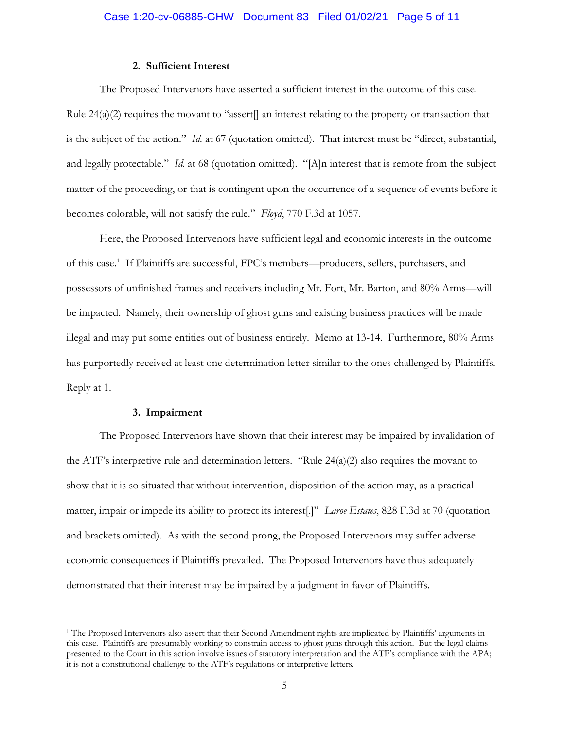### 2. Sufficient Interest

The Proposed Intervenors have asserted a sufficient interest in the outcome of this case. Rule 24(a)(2) requires the movant to "assert[] an interest relating to the property or transaction that is the subject of the action." *Id.* at 67 (quotation omitted). That interest must be "direct, substantial, and legally protectable." *Id.* at 68 (quotation omitted). "[A]n interest that is remote from the subject matter of the proceeding, or that is contingent upon the occurrence of a sequence of events before it becomes colorable, will not satisfy the rule." *Floyd*, 770 F.3d at 1057.

Here, the Proposed Intervenors have sufficient legal and economic interests in the outcome of this case.[1] If Plaintiffs are successful, FPC's members—producers, sellers, purchasers, and possessors of unfinished frames and receivers including Mr. Fort, Mr. Barton, and 80% Arms—will be impacted. Namely, their ownership of ghost guns and existing business practices will be made illegal and may put some entities out of business entirely. Memo at 13-14. Furthermore, 80% Arms has purportedly received at least one determination letter similar to the ones challenged by Plaintiffs. Reply at 1.

### 3. Impairment

The Proposed Intervenors have shown that their interest may be impaired by invalidation of the ATF's interpretive rule and determination letters. "Rule 24(a)(2) also requires the movant to show that it is so situated that without intervention, disposition of the action may, as a practical matter, impair or impede its ability to protect its interest[.]" *Laroe Estates*, 828 F.3d at 70 (quotation and brackets omitted). As with the second prong, the Proposed Intervenors may suffer adverse economic consequences if Plaintiffs prevailed. The Proposed Intervenors have thus adequately demonstrated that their interest may be impaired by a judgment in favor of Plaintiffs.

---

[1] The Proposed Intervenors also assert that their Second Amendment rights are implicated by Plaintiffs' arguments in this case. Plaintiffs are presumably working to constrain access to ghost guns through this action. But the legal claims presented to the Court in this action involve issues of statutory interpretation and the ATF's compliance with the APA; it is not a constitutional challenge to the ATF's regulations or interpretive letters.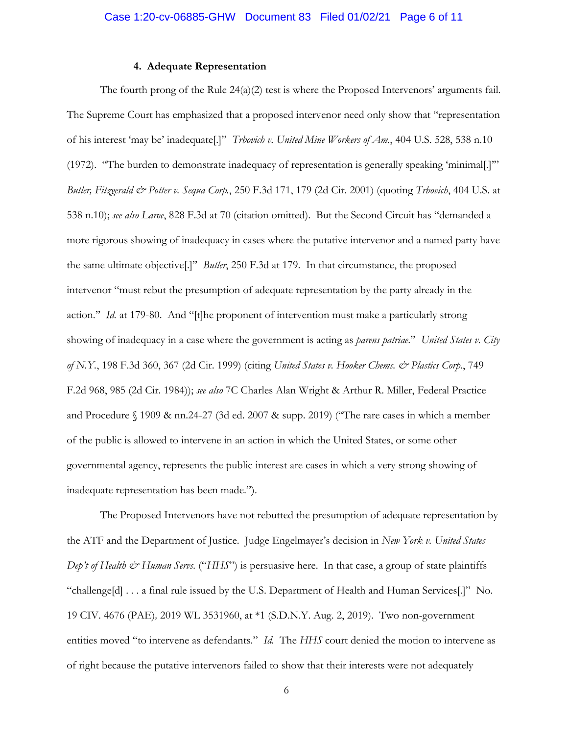#### 4. Adequate Representation

The fourth prong of the Rule 24(a)(2) test is where the Proposed Intervenors' arguments fail. The Supreme Court has emphasized that a proposed intervenor need only show that "representation of his interest 'may be' inadequate[.]" *Trbovich v. United Mine Workers of Am.*, 404 U.S. 528, 538 n.10 (1972). "The burden to demonstrate inadequacy of representation is generally speaking 'minimal[.]'" *Butler, Fitzgerald & Potter v. Sequa Corp.*, 250 F.3d 171, 179 (2d Cir. 2001) (quoting *Trbovich*, 404 U.S. at 538 n.10); *see also Laroe*, 828 F.3d at 70 (citation omitted). But the Second Circuit has "demanded a more rigorous showing of inadequacy in cases where the putative intervenor and a named party have the same ultimate objective[.]" *Butler*, 250 F.3d at 179. In that circumstance, the proposed intervenor "must rebut the presumption of adequate representation by the party already in the action." *Id.* at 179-80. And "[t]he proponent of intervention must make a particularly strong showing of inadequacy in a case where the government is acting as *parens patriae*." *United States v. City of N.Y.*, 198 F.3d 360, 367 (2d Cir. 1999) (citing *United States v. Hooker Chems. & Plastics Corp.*, 749 F.2d 968, 985 (2d Cir. 1984)); *see also* 7C Charles Alan Wright & Arthur R. Miller, Federal Practice and Procedure § 1909 & nn.24-27 (3d ed. 2007 & supp. 2019) ("The rare cases in which a member of the public is allowed to intervene in an action in which the United States, or some other governmental agency, represents the public interest are cases in which a very strong showing of inadequate representation has been made.").

The Proposed Intervenors have not rebutted the presumption of adequate representation by the ATF and the Department of Justice. Judge Engelmayer's decision in *New York v. United States Dep't of Health & Human Servs.* ("*HHS*") is persuasive here. In that case, a group of state plaintiffs "challenge[d] . . . a final rule issued by the U.S. Department of Health and Human Services[.]" No. 19 CIV. 4676 (PAE), 2019 WL 3531960, at *1 (S.D.N.Y. Aug. 2, 2019). Two non-government entities moved "to intervene as defendants." *Id.* The *HHS* court denied the motion to intervene as of right because the putative intervenors failed to show that their interests were not adequately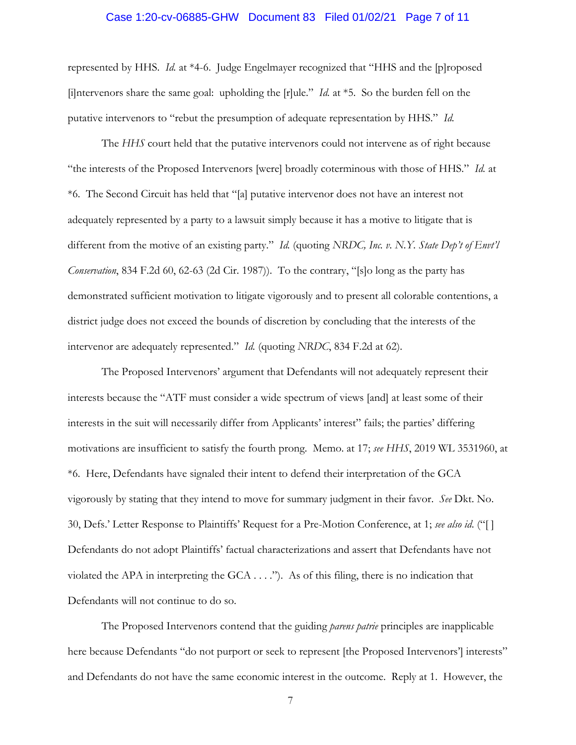represented by HHS. *Id.* at *4-6. Judge Engelmayer recognized that "HHS and the [p]roposed [i]ntervenors share the same goal: upholding the [r]ule." *Id.* at *5. So the burden fell on the putative intervenors to "rebut the presumption of adequate representation by HHS." *Id.*

The *HHS* court held that the putative intervenors could not intervene as of right because "the interests of the Proposed Intervenors [were] broadly coterminous with those of HHS." *Id.* at *6. The Second Circuit has held that "[a] putative intervenor does not have an interest not adequately represented by a party to a lawsuit simply because it has a motive to litigate that is different from the motive of an existing party." *Id.* (quoting *NRDC, Inc. v. N.Y. State Dep't of Envt'l Conservation*, 834 F.2d 60, 62-63 (2d Cir. 1987)). To the contrary, "[s]o long as the party has demonstrated sufficient motivation to litigate vigorously and to present all colorable contentions, a district judge does not exceed the bounds of discretion by concluding that the interests of the intervenor are adequately represented." *Id.* (quoting *NRDC*, 834 F.2d at 62).

The Proposed Intervenors' argument that Defendants will not adequately represent their interests because the "ATF must consider a wide spectrum of views [and] at least some of their interests in the suit will necessarily differ from Applicants' interest" fails; the parties' differing motivations are insufficient to satisfy the fourth prong. Memo. at 17; *see HHS*, 2019 WL 3531960, at *6. Here, Defendants have signaled their intent to defend their interpretation of the GCA vigorously by stating that they intend to move for summary judgment in their favor. *See* Dkt. No. 30, Defs.' Letter Response to Plaintiffs' Request for a Pre-Motion Conference, at 1; *see also id.* ("[ ] Defendants do not adopt Plaintiffs' factual characterizations and assert that Defendants have not violated the APA in interpreting the GCA . . . ."). As of this filing, there is no indication that Defendants will not continue to do so.

The Proposed Intervenors contend that the guiding *parens patrie* principles are inapplicable here because Defendants "do not purport or seek to represent [the Proposed Intervenors'] interests" and Defendants do not have the same economic interest in the outcome. Reply at 1. However, the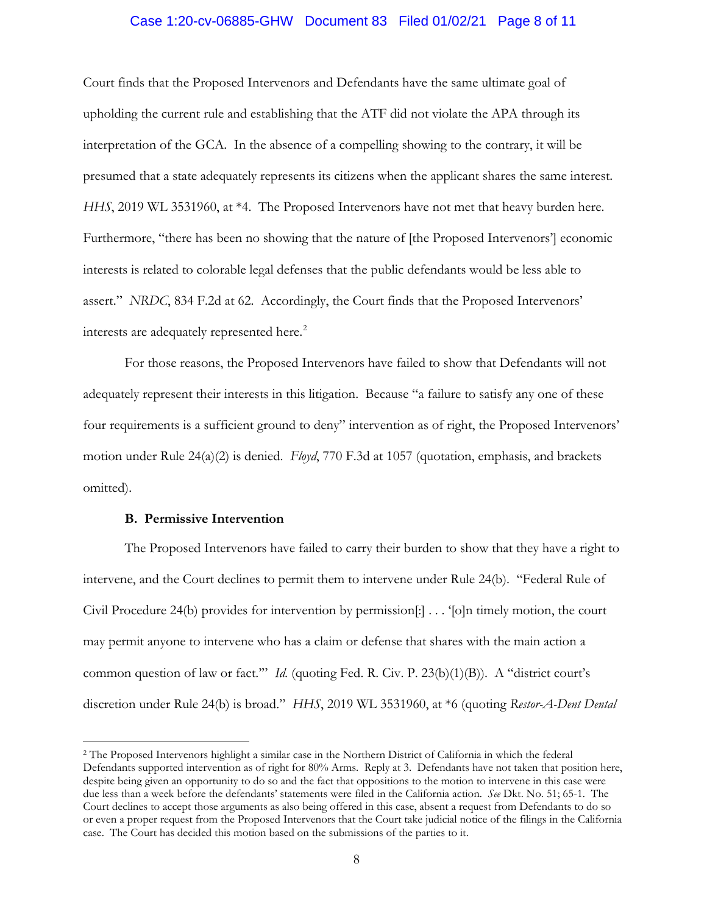Court finds that the Proposed Intervenors and Defendants have the same ultimate goal of upholding the current rule and establishing that the ATF did not violate the APA through its interpretation of the GCA. In the absence of a compelling showing to the contrary, it will be presumed that a state adequately represents its citizens when the applicant shares the same interest. *HHS*, 2019 WL 3531960, at *4. The Proposed Intervenors have not met that heavy burden here. Furthermore, "there has been no showing that the nature of [the Proposed Intervenors'] economic interests is related to colorable legal defenses that the public defendants would be less able to assert." *NRDC*, 834 F.2d at 62. Accordingly, the Court finds that the Proposed Intervenors' interests are adequately represented here.[2]

For those reasons, the Proposed Intervenors have failed to show that Defendants will not adequately represent their interests in this litigation. Because "a failure to satisfy any one of these four requirements is a sufficient ground to deny" intervention as of right, the Proposed Intervenors' motion under Rule 24(a)(2) is denied. *Floyd*, 770 F.3d at 1057 (quotation, emphasis, and brackets omitted).

**B. Permissive Intervention**

The Proposed Intervenors have failed to carry their burden to show that they have a right to intervene, and the Court declines to permit them to intervene under Rule 24(b). "Federal Rule of Civil Procedure 24(b) provides for intervention by permission[:] . . . '[o]n timely motion, the court may permit anyone to intervene who has a claim or defense that shares with the main action a common question of law or fact.'" *Id.* (quoting Fed. R. Civ. P. 23(b)(1)(B)). A "district court's discretion under Rule 24(b) is broad." *HHS*, 2019 WL 3531960, at *6 (quoting *Restor-A-Dent Dental*

---

[2] The Proposed Intervenors highlight a similar case in the Northern District of California in which the federal Defendants supported intervention as of right for 80% Arms. Reply at 3. Defendants have not taken that position here, despite being given an opportunity to do so and the fact that oppositions to the motion to intervene in this case were due less than a week before the defendants' statements were filed in the California action. *See* Dkt. No. 51; 65-1. The Court declines to accept those arguments as also being offered in this case, absent a request from Defendants to do so or even a proper request from the Proposed Intervenors that the Court take judicial notice of the filings in the California case. The Court has decided this motion based on the submissions of the parties to it.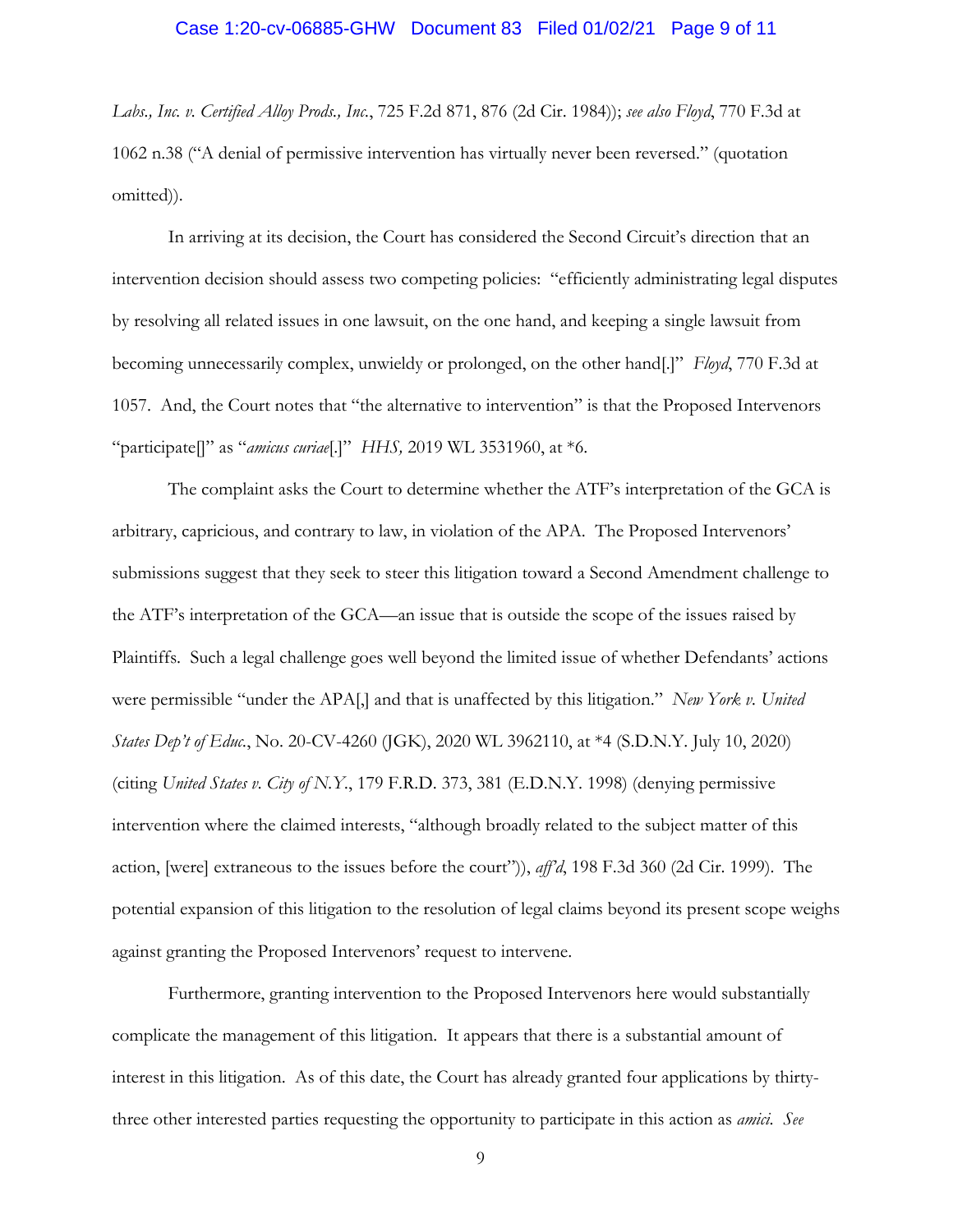*Labs., Inc. v. Certified Alloy Prods., Inc.*, 725 F.2d 871, 876 (2d Cir. 1984)); *see also Floyd*, 770 F.3d at 1062 n.38 ("A denial of permissive intervention has virtually never been reversed." (quotation omitted)).

In arriving at its decision, the Court has considered the Second Circuit's direction that an intervention decision should assess two competing policies: "efficiently administrating legal disputes by resolving all related issues in one lawsuit, on the one hand, and keeping a single lawsuit from becoming unnecessarily complex, unwieldy or prolonged, on the other hand[.]" *Floyd*, 770 F.3d at 1057. And, the Court notes that "the alternative to intervention" is that the Proposed Intervenors "participate[]" as "*amicus curiae*[.]" *HHS,* 2019 WL 3531960, at *6.

The complaint asks the Court to determine whether the ATF's interpretation of the GCA is arbitrary, capricious, and contrary to law, in violation of the APA. The Proposed Intervenors' submissions suggest that they seek to steer this litigation toward a Second Amendment challenge to the ATF's interpretation of the GCA—an issue that is outside the scope of the issues raised by Plaintiffs. Such a legal challenge goes well beyond the limited issue of whether Defendants' actions were permissible "under the APA[,] and that is unaffected by this litigation." *New York v. United States Dep't of Educ.*, No. 20-CV-4260 (JGK), 2020 WL 3962110, at *4 (S.D.N.Y. July 10, 2020) (citing *United States v. City of N.Y.*, 179 F.R.D. 373, 381 (E.D.N.Y. 1998) (denying permissive intervention where the claimed interests, "although broadly related to the subject matter of this action, [were] extraneous to the issues before the court")), *aff'd*, 198 F.3d 360 (2d Cir. 1999). The potential expansion of this litigation to the resolution of legal claims beyond its present scope weighs against granting the Proposed Intervenors' request to intervene.

Furthermore, granting intervention to the Proposed Intervenors here would substantially complicate the management of this litigation. It appears that there is a substantial amount of interest in this litigation. As of this date, the Court has already granted four applications by thirty-three other interested parties requesting the opportunity to participate in this action as *amici*. *See*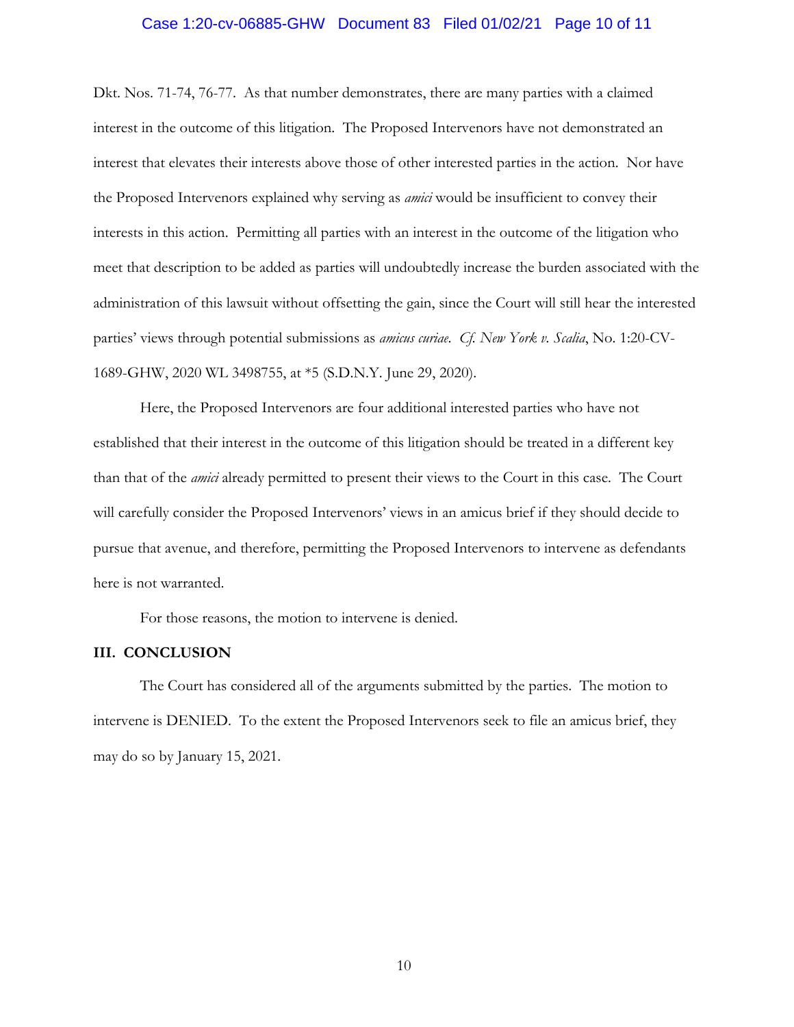Dkt. Nos. 71-74, 76-77. As that number demonstrates, there are many parties with a claimed interest in the outcome of this litigation. The Proposed Intervenors have not demonstrated an interest that elevates their interests above those of other interested parties in the action. Nor have the Proposed Intervenors explained why serving as *amici* would be insufficient to convey their interests in this action. Permitting all parties with an interest in the outcome of the litigation who meet that description to be added as parties will undoubtedly increase the burden associated with the administration of this lawsuit without offsetting the gain, since the Court will still hear the interested parties' views through potential submissions as *amicus curiae*. *Cf. New York v. Scalia*, No. 1:20-CV-1689-GHW, 2020 WL 3498755, at *5 (S.D.N.Y. June 29, 2020).

Here, the Proposed Intervenors are four additional interested parties who have not established that their interest in the outcome of this litigation should be treated in a different key than that of the *amici* already permitted to present their views to the Court in this case. The Court will carefully consider the Proposed Intervenors' views in an amicus brief if they should decide to pursue that avenue, and therefore, permitting the Proposed Intervenors to intervene as defendants here is not warranted.

For those reasons, the motion to intervene is denied.

## III. CONCLUSION

The Court has considered all of the arguments submitted by the parties. The motion to intervene is DENIED. To the extent the Proposed Intervenors seek to file an amicus brief, they may do so by January 15, 2021.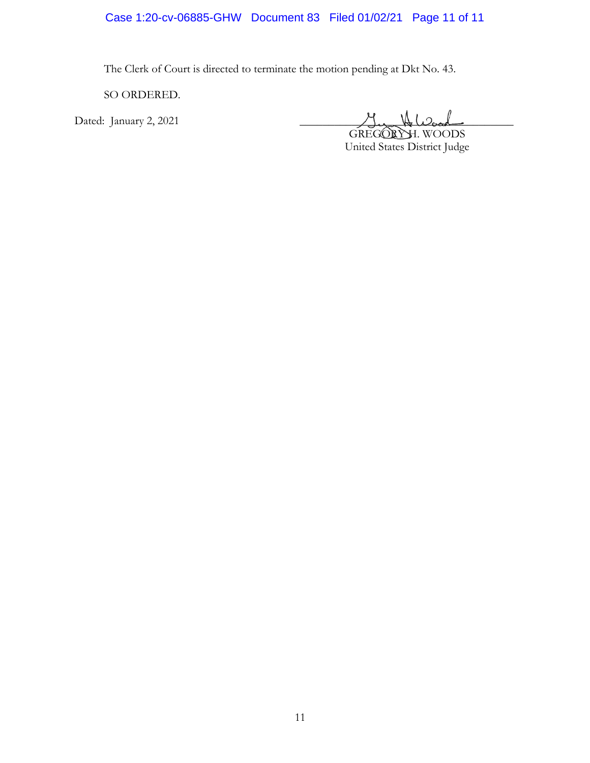The Clerk of Court is directed to terminate the motion pending at Dkt No. 43.

SO ORDERED.

Dated: January 2, 2021

GREGORY H. WOODS
United States District Judge